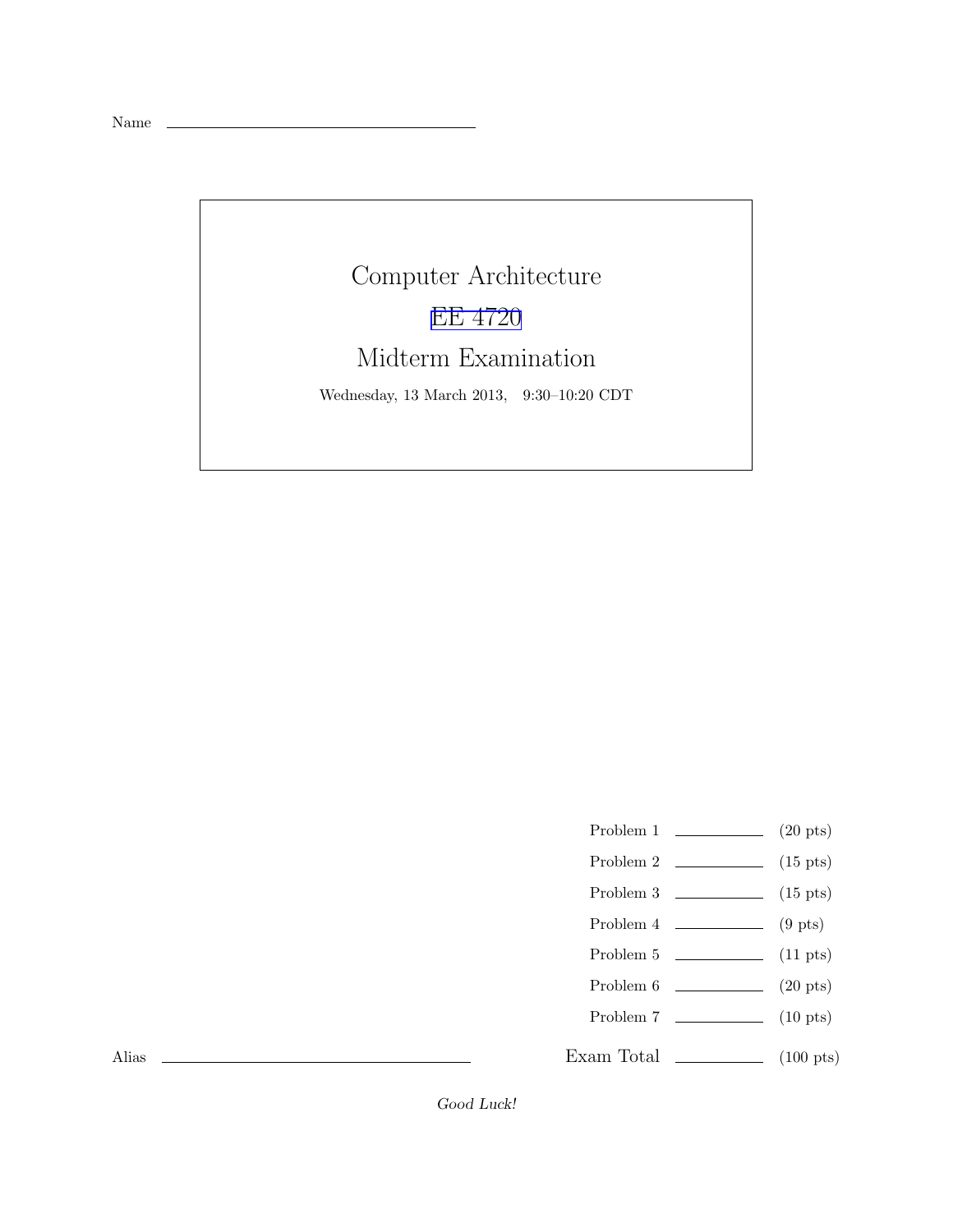Name ______________________________

# Computer Architecture

## EE 4720

## Midterm Examination

Wednesday, 13 March 2013, 9:30–10:20 CDT

| | | |
|---|---|---|
| Problem 1 | ________ | (20 pts) |
| Problem 2 | ________ | (15 pts) |
| Problem 3 | ________ | (15 pts) |
| Problem 4 | ________ | (9 pts) |
| Problem 5 | ________ | (11 pts) |
| Problem 6 | ________ | (20 pts) |
| Problem 7 | ________ | (10 pts) |
| Exam Total | ________ | (100 pts) |

Alias ______________________________

*Good Luck!*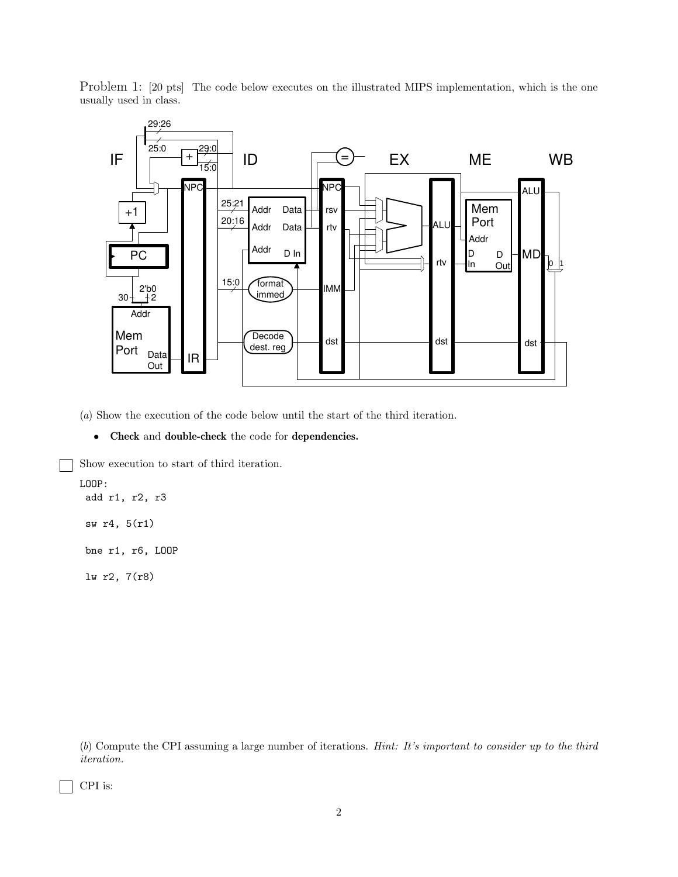Problem 1: [20 pts] The code below executes on the illustrated MIPS implementation, which is the one usually used in class.

(*a*) Show the execution of the code below until the start of the third iteration.

- **Check** and **double-check** the code for **dependencies.**

☐ Show execution to start of third iteration.

```
LOOP:
 add r1, r2, r3

 sw r4, 5(r1)

 bne r1, r6, LOOP

 lw r2, 7(r8)
```

(*b*) Compute the CPI assuming a large number of iterations. *Hint: It's important to consider up to the third iteration.*

☐ CPI is: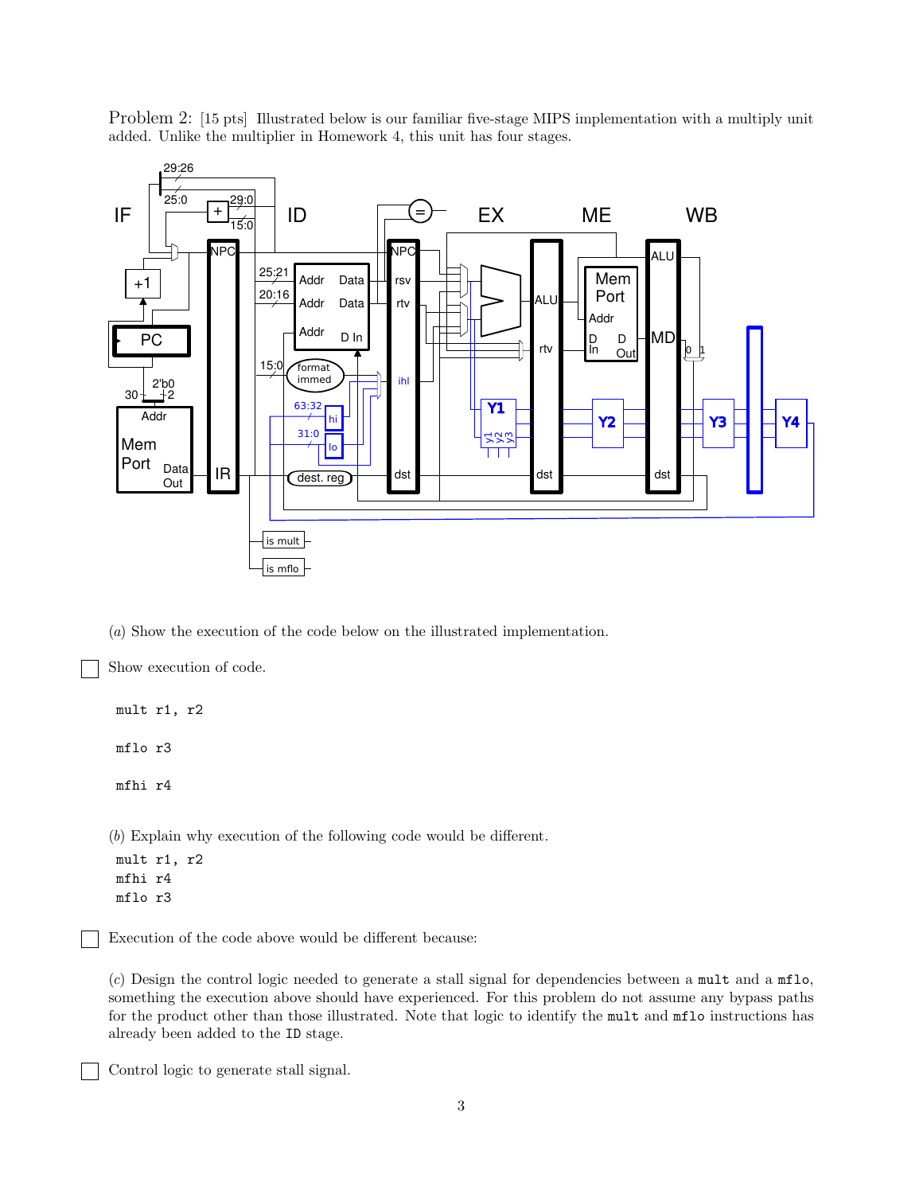Problem 2: [15 pts] Illustrated below is our familiar five-stage MIPS implementation with a multiply unit added. Unlike the multiplier in Homework 4, this unit has four stages.

(*a*) Show the execution of the code below on the illustrated implementation.

☐ Show execution of code.

```
mult r1, r2

mflo r3

mfhi r4
```

(*b*) Explain why execution of the following code would be different.

```
mult r1, r2
mfhi r4
mflo r3
```

☐ Execution of the code above would be different because:

(*c*) Design the control logic needed to generate a stall signal for dependencies between a `mult` and a `mflo`, something the execution above should have experienced. For this problem do not assume any bypass paths for the product other than those illustrated. Note that logic to identify the `mult` and `mflo` instructions has already been added to the `ID` stage.

☐ Control logic to generate stall signal.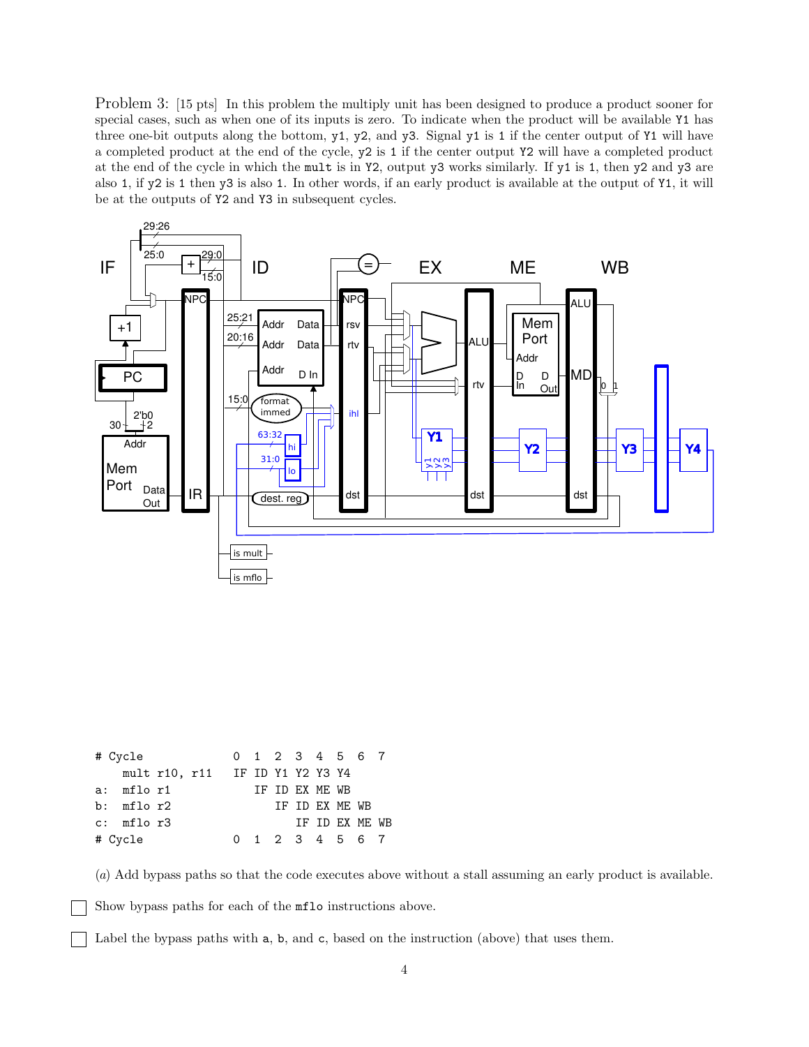Problem 3: [15 pts] In this problem the multiply unit has been designed to produce a product sooner for special cases, such as when one of its inputs is zero. To indicate when the product will be available Y1 has three one-bit outputs along the bottom, y1, y2, and y3. Signal y1 is 1 if the center output of Y1 will have a completed product at the end of the cycle, y2 is 1 if the center output Y2 will have a completed product at the end of the cycle in which the mult is in Y2, output y3 works similarly. If y1 is 1, then y2 and y3 are also 1, if y2 is 1 then y3 is also 1. In other words, if an early product is available at the output of Y1, it will be at the outputs of Y2 and Y3 in subsequent cycles.

```
# Cycle           0  1  2  3  4  5  6  7
    mult r10, r11 IF ID Y1 Y2 Y3 Y4
a:  mflo r1          IF ID EX ME WB
b:  mflo r2             IF ID EX ME WB
c:  mflo r3                IF ID EX ME WB
# Cycle           0  1  2  3  4  5  6  7
```

(*a*) Add bypass paths so that the code executes above without a stall assuming an early product is available.

☐ Show bypass paths for each of the `mflo` instructions above.

☐ Label the bypass paths with a, b, and c, based on the instruction (above) that uses them.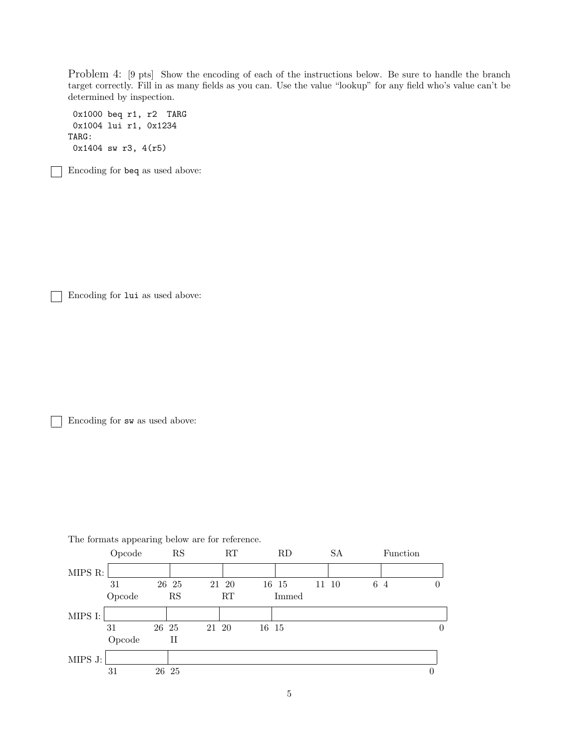Problem 4: [9 pts] Show the encoding of each of the instructions below. Be sure to handle the branch target correctly. Fill in as many fields as you can. Use the value "lookup" for any field who's value can't be determined by inspection.

```
 0x1000 beq r1, r2  TARG
 0x1004 lui r1, 0x1234
TARG:
 0x1404 sw r3, 4(r5)
```

☐ Encoding for beq as used above:

☐ Encoding for lui as used above:

☐ Encoding for sw as used above:

The formats appearing below are for reference.

**MIPS R:**

| Opcode | RS | RT | RD | SA | Function |
|---|---|---|---|---|---|
| 31 26 | 25 21 | 20 16 | 15 11 | 10 6 | 4 0 |

**MIPS I:**

| Opcode | RS | RT | Immed |
|---|---|---|---|
| 31 26 | 25 21 | 20 16 | 15 0 |

**MIPS J:**

| Opcode | II |
|---|---|
| 31 26 | 25 0 |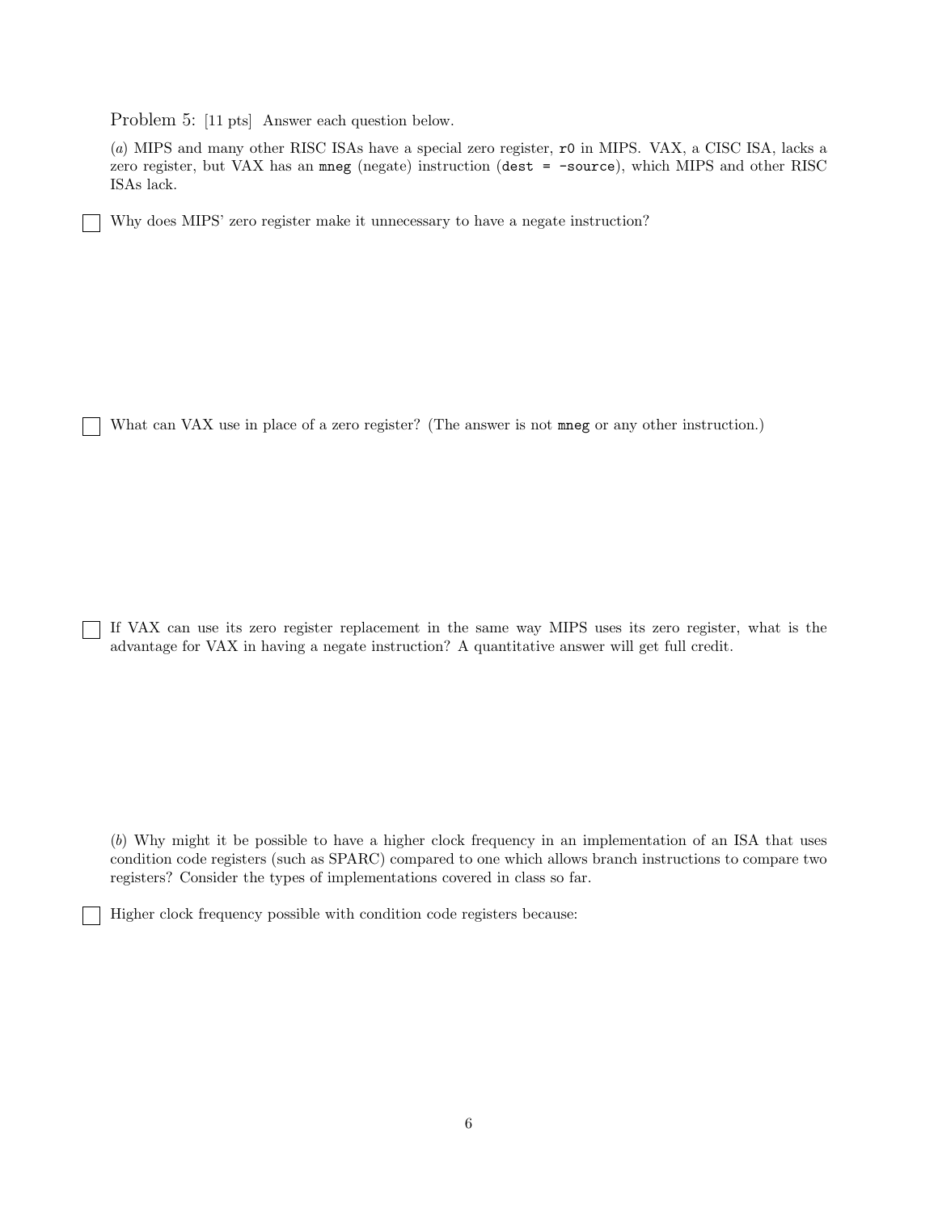Problem 5: [11 pts] Answer each question below.

(*a*) MIPS and many other RISC ISAs have a special zero register, `r0` in MIPS. VAX, a CISC ISA, lacks a zero register, but VAX has an `mneg` (negate) instruction (`dest = -source`), which MIPS and other RISC ISAs lack.

☐ Why does MIPS' zero register make it unnecessary to have a negate instruction?

☐ What can VAX use in place of a zero register? (The answer is not `mneg` or any other instruction.)

☐ If VAX can use its zero register replacement in the same way MIPS uses its zero register, what is the advantage for VAX in having a negate instruction? A quantitative answer will get full credit.

(*b*) Why might it be possible to have a higher clock frequency in an implementation of an ISA that uses condition code registers (such as SPARC) compared to one which allows branch instructions to compare two registers? Consider the types of implementations covered in class so far.

☐ Higher clock frequency possible with condition code registers because: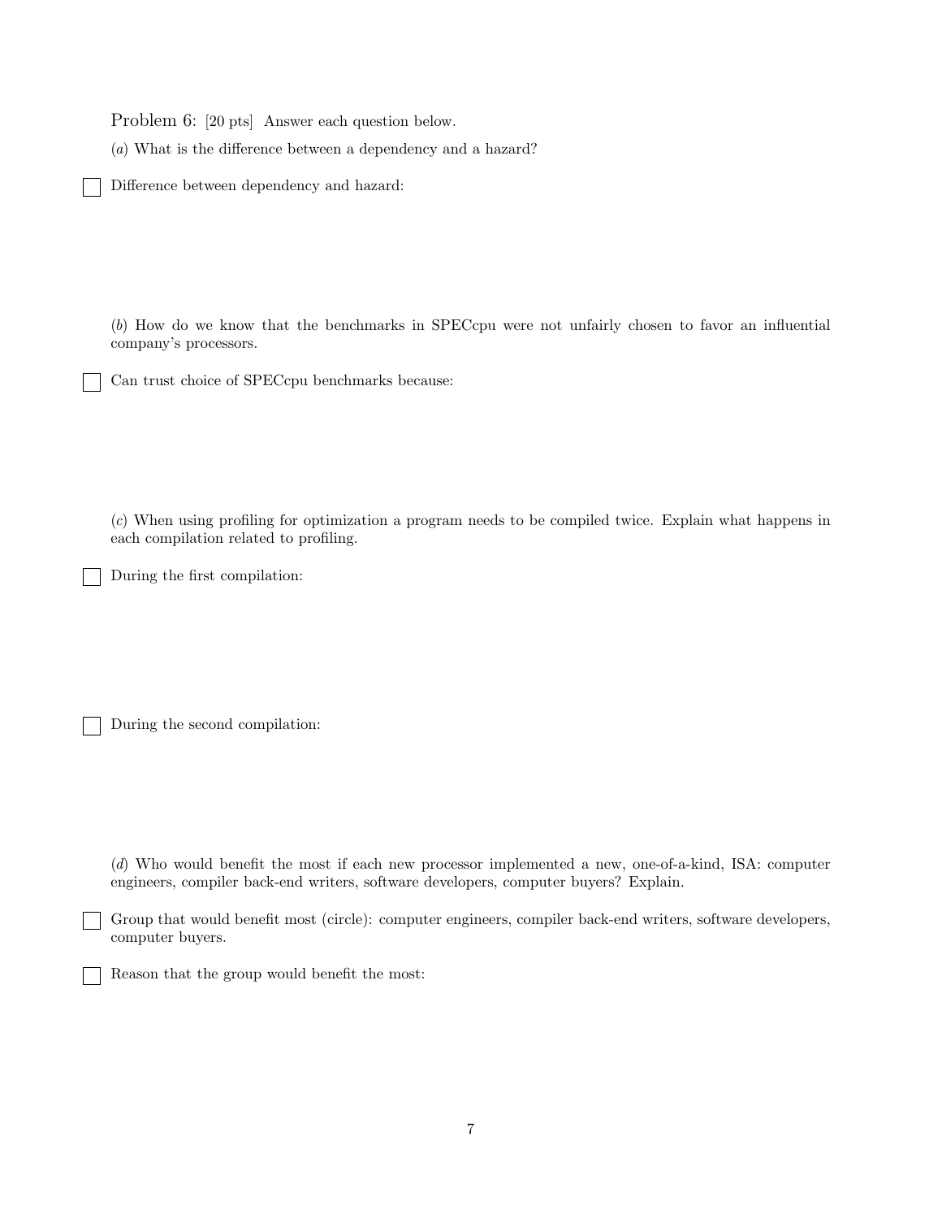Problem 6: [20 pts] Answer each question below.

(*a*) What is the difference between a dependency and a hazard?

☐ Difference between dependency and hazard:

(*b*) How do we know that the benchmarks in SPECcpu were not unfairly chosen to favor an influential company's processors.

☐ Can trust choice of SPECcpu benchmarks because:

(*c*) When using profiling for optimization a program needs to be compiled twice. Explain what happens in each compilation related to profiling.

☐ During the first compilation:

☐ During the second compilation:

(*d*) Who would benefit the most if each new processor implemented a new, one-of-a-kind, ISA: computer engineers, compiler back-end writers, software developers, computer buyers? Explain.

☐ Group that would benefit most (circle): computer engineers, compiler back-end writers, software developers, computer buyers.

☐ Reason that the group would benefit the most: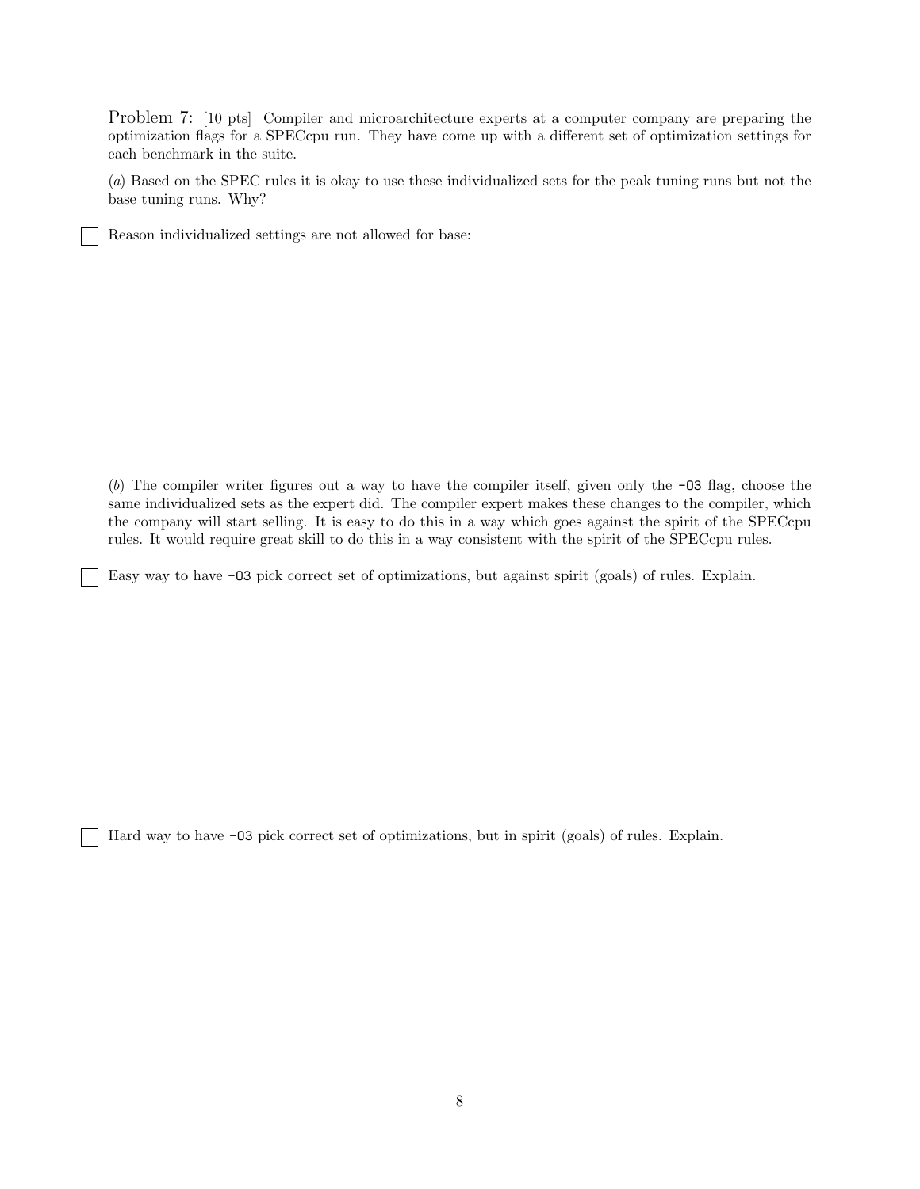Problem 7: [10 pts] Compiler and microarchitecture experts at a computer company are preparing the optimization flags for a SPECcpu run. They have come up with a different set of optimization settings for each benchmark in the suite.

(*a*) Based on the SPEC rules it is okay to use these individualized sets for the peak tuning runs but not the base tuning runs. Why?

☐ Reason individualized settings are not allowed for base:

(*b*) The compiler writer figures out a way to have the compiler itself, given only the `-O3` flag, choose the same individualized sets as the expert did. The compiler expert makes these changes to the compiler, which the company will start selling. It is easy to do this in a way which goes against the spirit of the SPECcpu rules. It would require great skill to do this in a way consistent with the spirit of the SPECcpu rules.

☐ Easy way to have `-O3` pick correct set of optimizations, but against spirit (goals) of rules. Explain.

☐ Hard way to have `-O3` pick correct set of optimizations, but in spirit (goals) of rules. Explain.